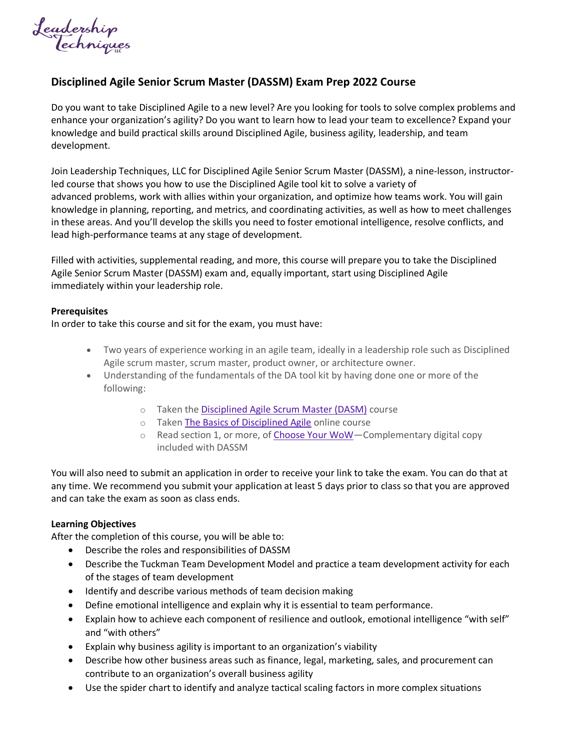Leadership Techniques LLC

## Disciplined Agile Senior Scrum Master (DASSM) Exam Prep 2022 Course

Do you want to take Disciplined Agile to a new level? Are you looking for tools to solve complex problems and enhance your organization's agility? Do you want to learn how to lead your team to excellence? Expand your knowledge and build practical skills around Disciplined Agile, business agility, leadership, and team development.

Join Leadership Techniques, LLC for Disciplined Agile Senior Scrum Master (DASSM), a nine-lesson, instructor-led course that shows you how to use the Disciplined Agile tool kit to solve a variety of advanced problems, work with allies within your organization, and optimize how teams work. You will gain knowledge in planning, reporting, and metrics, and coordinating activities, as well as how to meet challenges in these areas. And you'll develop the skills you need to foster emotional intelligence, resolve conflicts, and lead high-performance teams at any stage of development.

Filled with activities, supplemental reading, and more, this course will prepare you to take the Disciplined Agile Senior Scrum Master (DASSM) exam and, equally important, start using Disciplined Agile immediately within your leadership role.

**Prerequisites**
In order to take this course and sit for the exam, you must have:

- Two years of experience working in an agile team, ideally in a leadership role such as Disciplined Agile scrum master, scrum master, product owner, or architecture owner.
- Understanding of the fundamentals of the DA tool kit by having done one or more of the following:
  - Taken the Disciplined Agile Scrum Master (DASM) course
  - Taken The Basics of Disciplined Agile online course
  - Read section 1, or more, of Choose Your WoW—Complementary digital copy included with DASSM

You will also need to submit an application in order to receive your link to take the exam. You can do that at any time. We recommend you submit your application at least 5 days prior to class so that you are approved and can take the exam as soon as class ends.

**Learning Objectives**
After the completion of this course, you will be able to:

- Describe the roles and responsibilities of DASSM
- Describe the Tuckman Team Development Model and practice a team development activity for each of the stages of team development
- Identify and describe various methods of team decision making
- Define emotional intelligence and explain why it is essential to team performance.
- Explain how to achieve each component of resilience and outlook, emotional intelligence "with self" and "with others"
- Explain why business agility is important to an organization's viability
- Describe how other business areas such as finance, legal, marketing, sales, and procurement can contribute to an organization's overall business agility
- Use the spider chart to identify and analyze tactical scaling factors in more complex situations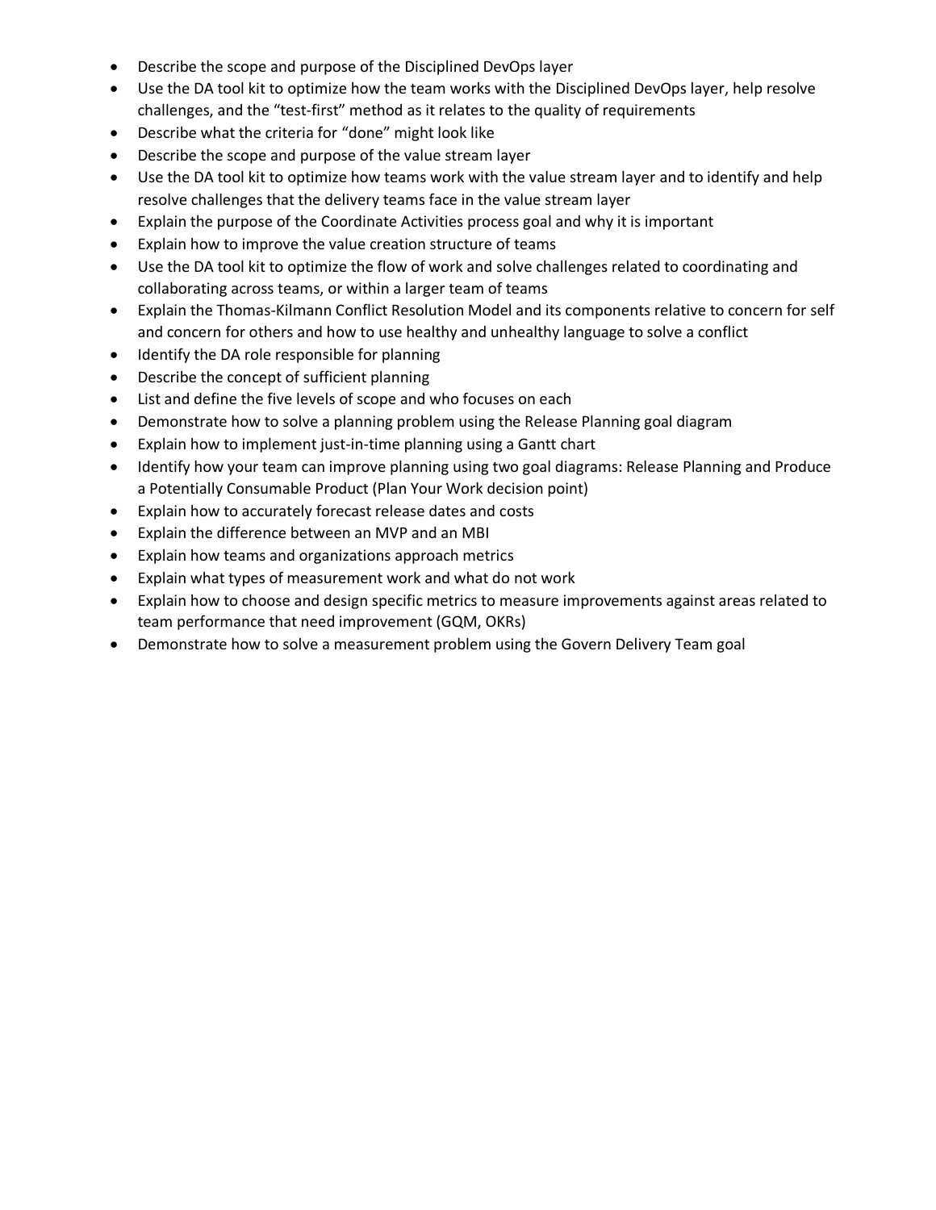- Describe the scope and purpose of the Disciplined DevOps layer
- Use the DA tool kit to optimize how the team works with the Disciplined DevOps layer, help resolve challenges, and the "test-first" method as it relates to the quality of requirements
- Describe what the criteria for "done" might look like
- Describe the scope and purpose of the value stream layer
- Use the DA tool kit to optimize how teams work with the value stream layer and to identify and help resolve challenges that the delivery teams face in the value stream layer
- Explain the purpose of the Coordinate Activities process goal and why it is important
- Explain how to improve the value creation structure of teams
- Use the DA tool kit to optimize the flow of work and solve challenges related to coordinating and collaborating across teams, or within a larger team of teams
- Explain the Thomas-Kilmann Conflict Resolution Model and its components relative to concern for self and concern for others and how to use healthy and unhealthy language to solve a conflict
- Identify the DA role responsible for planning
- Describe the concept of sufficient planning
- List and define the five levels of scope and who focuses on each
- Demonstrate how to solve a planning problem using the Release Planning goal diagram
- Explain how to implement just-in-time planning using a Gantt chart
- Identify how your team can improve planning using two goal diagrams: Release Planning and Produce a Potentially Consumable Product (Plan Your Work decision point)
- Explain how to accurately forecast release dates and costs
- Explain the difference between an MVP and an MBI
- Explain how teams and organizations approach metrics
- Explain what types of measurement work and what do not work
- Explain how to choose and design specific metrics to measure improvements against areas related to team performance that need improvement (GQM, OKRs)
- Demonstrate how to solve a measurement problem using the Govern Delivery Team goal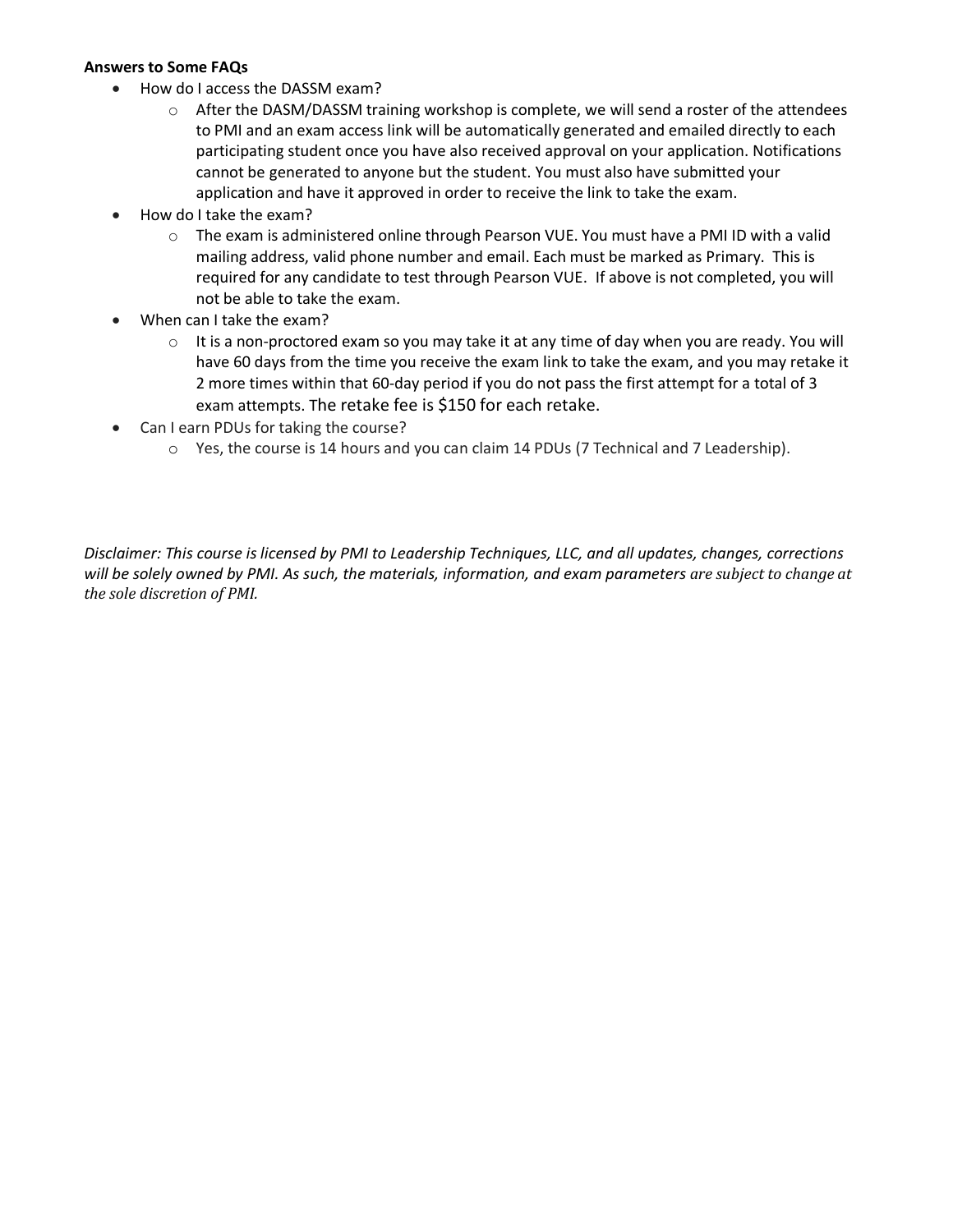**Answers to Some FAQs**

- How do I access the DASSM exam?
    - After the DASM/DASSM training workshop is complete, we will send a roster of the attendees to PMI and an exam access link will be automatically generated and emailed directly to each participating student once you have also received approval on your application. Notifications cannot be generated to anyone but the student. You must also have submitted your application and have it approved in order to receive the link to take the exam.
- How do I take the exam?
    - The exam is administered online through Pearson VUE. You must have a PMI ID with a valid mailing address, valid phone number and email. Each must be marked as Primary. This is required for any candidate to test through Pearson VUE. If above is not completed, you will not be able to take the exam.
- When can I take the exam?
    - It is a non-proctored exam so you may take it at any time of day when you are ready. You will have 60 days from the time you receive the exam link to take the exam, and you may retake it 2 more times within that 60-day period if you do not pass the first attempt for a total of 3 exam attempts. The retake fee is $150 for each retake.
- Can I earn PDUs for taking the course?
    - Yes, the course is 14 hours and you can claim 14 PDUs (7 Technical and 7 Leadership).

*Disclaimer: This course is licensed by PMI to Leadership Techniques, LLC, and all updates, changes, corrections will be solely owned by PMI. As such, the materials, information, and exam parameters are subject to change at the sole discretion of PMI.*